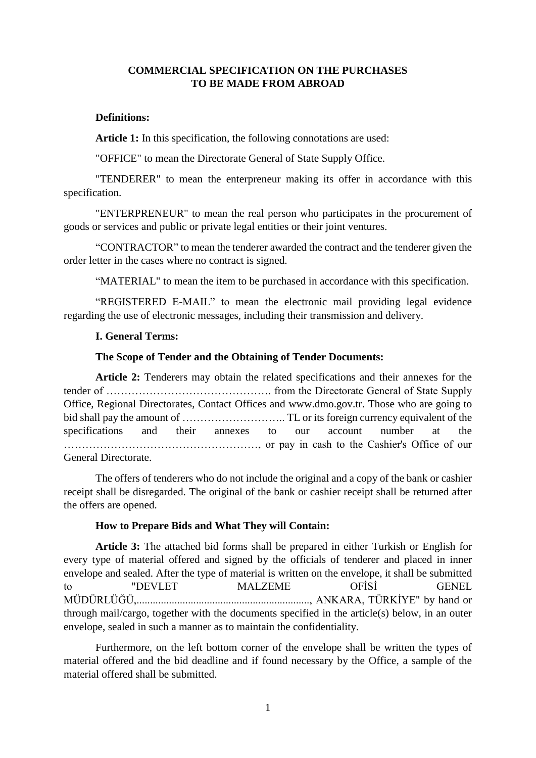# COMMERCIAL SPECIFICATION ON THE PURCHASES TO BE MADE FROM ABROAD

**Definitions:**

**Article 1:** In this specification, the following connotations are used:

"OFFICE" to mean the Directorate General of State Supply Office.

"TENDERER" to mean the enterpreneur making its offer in accordance with this specification.

"ENTERPRENEUR" to mean the real person who participates in the procurement of goods or services and public or private legal entities or their joint ventures.

"CONTRACTOR" to mean the tenderer awarded the contract and the tenderer given the order letter in the cases where no contract is signed.

"MATERIAL" to mean the item to be purchased in accordance with this specification.

"REGISTERED E-MAIL" to mean the electronic mail providing legal evidence regarding the use of electronic messages, including their transmission and delivery.

## I. General Terms:

### The Scope of Tender and the Obtaining of Tender Documents:

**Article 2:** Tenderers may obtain the related specifications and their annexes for the tender of ………………………………………. from the Directorate General of State Supply Office, Regional Directorates, Contact Offices and www.dmo.gov.tr. Those who are going to bid shall pay the amount of ……………………….. TL or its foreign currency equivalent of the specifications and their annexes to our account number at the ……………………………………………, or pay in cash to the Cashier's Office of our General Directorate.

The offers of tenderers who do not include the original and a copy of the bank or cashier receipt shall be disregarded. The original of the bank or cashier receipt shall be returned after the offers are opened.

### How to Prepare Bids and What They will Contain:

**Article 3:** The attached bid forms shall be prepared in either Turkish or English for every type of material offered and signed by the officials of tenderer and placed in inner envelope and sealed. After the type of material is written on the envelope, it shall be submitted to "DEVLET MALZEME OFİSİ GENEL MÜDÜRLÜĞÜ,................................................................, ANKARA, TÜRKİYE" by hand or through mail/cargo, together with the documents specified in the article(s) below, in an outer envelope, sealed in such a manner as to maintain the confidentiality.

Furthermore, on the left bottom corner of the envelope shall be written the types of material offered and the bid deadline and if found necessary by the Office, a sample of the material offered shall be submitted.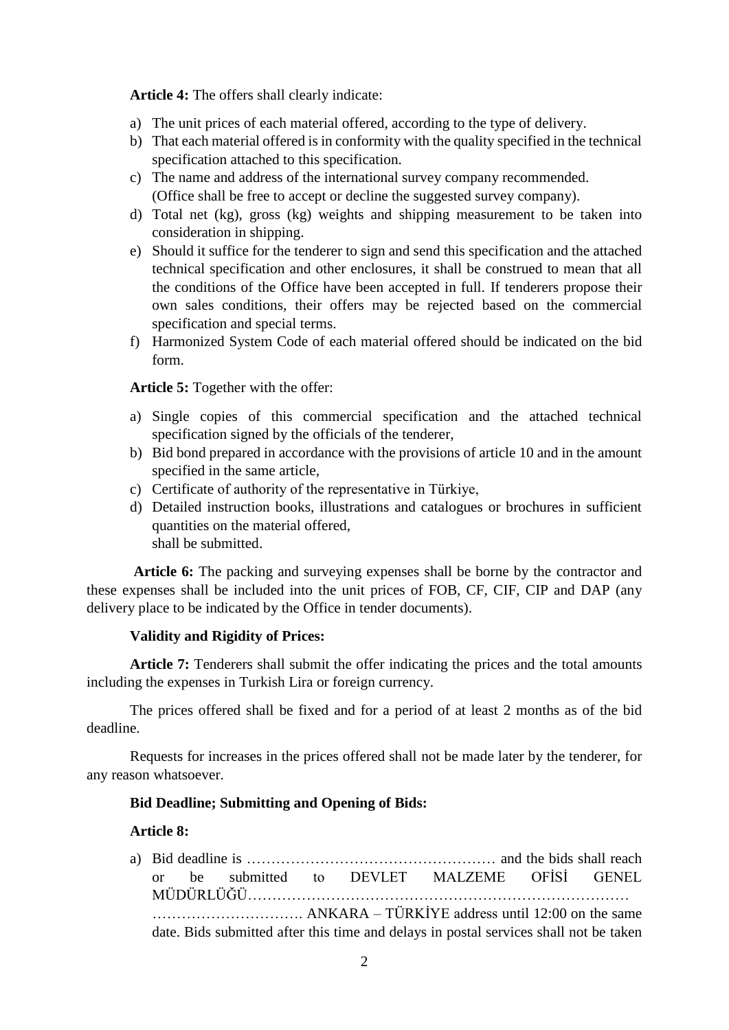**Article 4:** The offers shall clearly indicate:

a) The unit prices of each material offered, according to the type of delivery.
b) That each material offered is in conformity with the quality specified in the technical specification attached to this specification.
c) The name and address of the international survey company recommended. (Office shall be free to accept or decline the suggested survey company).
d) Total net (kg), gross (kg) weights and shipping measurement to be taken into consideration in shipping.
e) Should it suffice for the tenderer to sign and send this specification and the attached technical specification and other enclosures, it shall be construed to mean that all the conditions of the Office have been accepted in full. If tenderers propose their own sales conditions, their offers may be rejected based on the commercial specification and special terms.
f) Harmonized System Code of each material offered should be indicated on the bid form.

**Article 5:** Together with the offer:

a) Single copies of this commercial specification and the attached technical specification signed by the officials of the tenderer,
b) Bid bond prepared in accordance with the provisions of article 10 and in the amount specified in the same article,
c) Certificate of authority of the representative in Türkiye,
d) Detailed instruction books, illustrations and catalogues or brochures in sufficient quantities on the material offered,
shall be submitted.

**Article 6:** The packing and surveying expenses shall be borne by the contractor and these expenses shall be included into the unit prices of FOB, CF, CIF, CIP and DAP (any delivery place to be indicated by the Office in tender documents).

**Validity and Rigidity of Prices:**

**Article 7:** Tenderers shall submit the offer indicating the prices and the total amounts including the expenses in Turkish Lira or foreign currency.

The prices offered shall be fixed and for a period of at least 2 months as of the bid deadline.

Requests for increases in the prices offered shall not be made later by the tenderer, for any reason whatsoever.

**Bid Deadline; Submitting and Opening of Bids:**

**Article 8:**

a) Bid deadline is …………………………………………… and the bids shall reach or be submitted to DEVLET MALZEME OFİSİ GENEL MÜDÜRLÜĞÜ…………………………………………………………………… …………………………. ANKARA – TÜRKİYE address until 12:00 on the same date. Bids submitted after this time and delays in postal services shall not be taken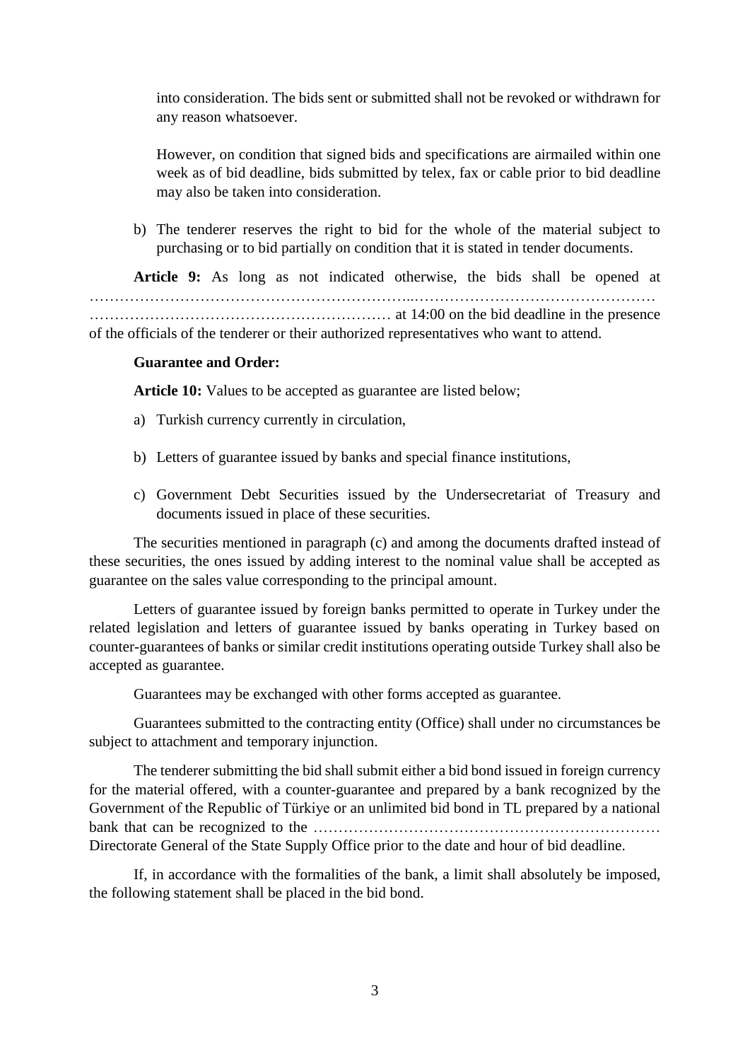into consideration. The bids sent or submitted shall not be revoked or withdrawn for any reason whatsoever.

However, on condition that signed bids and specifications are airmailed within one week as of bid deadline, bids submitted by telex, fax or cable prior to bid deadline may also be taken into consideration.

b) The tenderer reserves the right to bid for the whole of the material subject to purchasing or to bid partially on condition that it is stated in tender documents.

**Article 9:** As long as not indicated otherwise, the bids shall be opened at ………………………………………………………..………………………………………… …………………………………………………… at 14:00 on the bid deadline in the presence of the officials of the tenderer or their authorized representatives who want to attend.

**Guarantee and Order:**

**Article 10:** Values to be accepted as guarantee are listed below;

a) Turkish currency currently in circulation,

b) Letters of guarantee issued by banks and special finance institutions,

c) Government Debt Securities issued by the Undersecretariat of Treasury and documents issued in place of these securities.

The securities mentioned in paragraph (c) and among the documents drafted instead of these securities, the ones issued by adding interest to the nominal value shall be accepted as guarantee on the sales value corresponding to the principal amount.

Letters of guarantee issued by foreign banks permitted to operate in Turkey under the related legislation and letters of guarantee issued by banks operating in Turkey based on counter-guarantees of banks or similar credit institutions operating outside Turkey shall also be accepted as guarantee.

Guarantees may be exchanged with other forms accepted as guarantee.

Guarantees submitted to the contracting entity (Office) shall under no circumstances be subject to attachment and temporary injunction.

The tenderer submitting the bid shall submit either a bid bond issued in foreign currency for the material offered, with a counter-guarantee and prepared by a bank recognized by the Government of the Republic of Türkiye or an unlimited bid bond in TL prepared by a national bank that can be recognized to the …………………………………………………………… Directorate General of the State Supply Office prior to the date and hour of bid deadline.

If, in accordance with the formalities of the bank, a limit shall absolutely be imposed, the following statement shall be placed in the bid bond.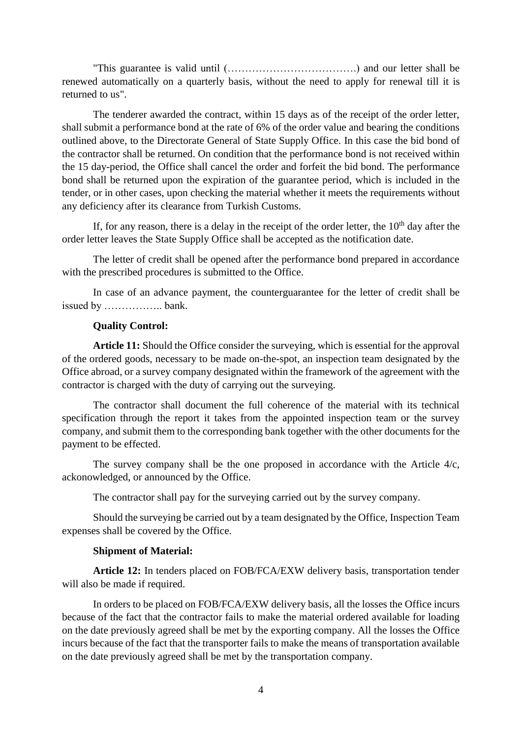"This guarantee is valid until (……………………………….) and our letter shall be renewed automatically on a quarterly basis, without the need to apply for renewal till it is returned to us".

The tenderer awarded the contract, within 15 days as of the receipt of the order letter, shall submit a performance bond at the rate of 6% of the order value and bearing the conditions outlined above, to the Directorate General of State Supply Office. In this case the bid bond of the contractor shall be returned. On condition that the performance bond is not received within the 15 day-period, the Office shall cancel the order and forfeit the bid bond. The performance bond shall be returned upon the expiration of the guarantee period, which is included in the tender, or in other cases, upon checking the material whether it meets the requirements without any deficiency after its clearance from Turkish Customs.

If, for any reason, there is a delay in the receipt of the order letter, the 10th day after the order letter leaves the State Supply Office shall be accepted as the notification date.

The letter of credit shall be opened after the performance bond prepared in accordance with the prescribed procedures is submitted to the Office.

In case of an advance payment, the counterguarantee for the letter of credit shall be issued by …………….. bank.

**Quality Control:**

**Article 11:** Should the Office consider the surveying, which is essential for the approval of the ordered goods, necessary to be made on-the-spot, an inspection team designated by the Office abroad, or a survey company designated within the framework of the agreement with the contractor is charged with the duty of carrying out the surveying.

The contractor shall document the full coherence of the material with its technical specification through the report it takes from the appointed inspection team or the survey company, and submit them to the corresponding bank together with the other documents for the payment to be effected.

The survey company shall be the one proposed in accordance with the Article 4/c, ackonowledged, or announced by the Office.

The contractor shall pay for the surveying carried out by the survey company.

Should the surveying be carried out by a team designated by the Office, Inspection Team expenses shall be covered by the Office.

**Shipment of Material:**

**Article 12:** In tenders placed on FOB/FCA/EXW delivery basis, transportation tender will also be made if required.

In orders to be placed on FOB/FCA/EXW delivery basis, all the losses the Office incurs because of the fact that the contractor fails to make the material ordered available for loading on the date previously agreed shall be met by the exporting company. All the losses the Office incurs because of the fact that the transporter fails to make the means of transportation available on the date previously agreed shall be met by the transportation company.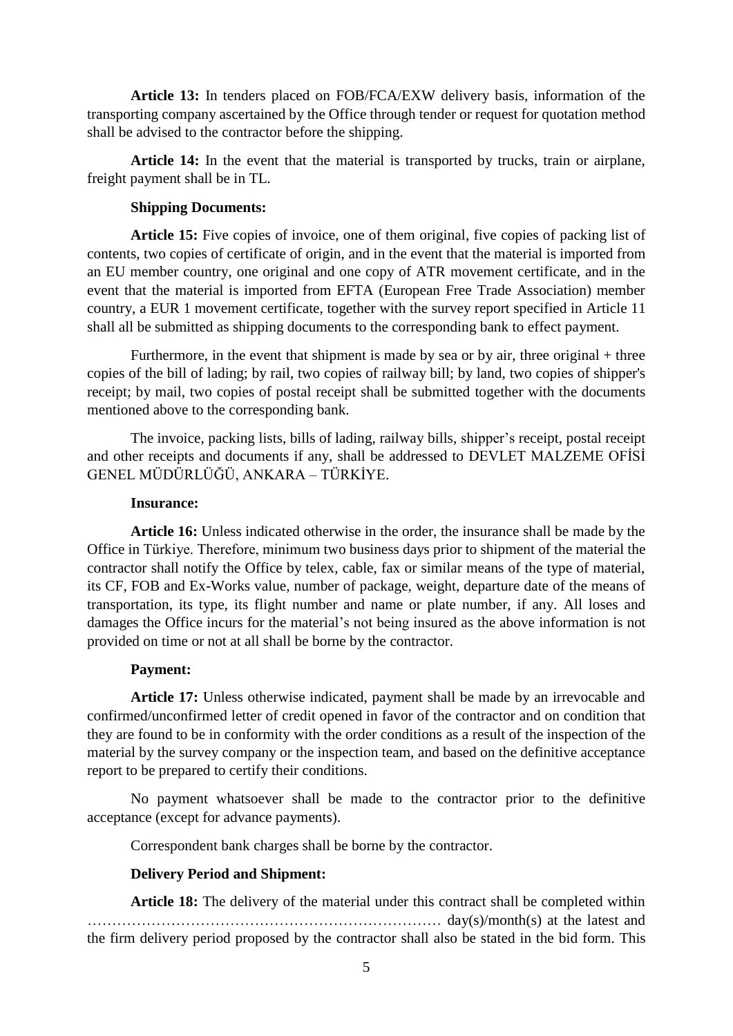**Article 13:** In tenders placed on FOB/FCA/EXW delivery basis, information of the transporting company ascertained by the Office through tender or request for quotation method shall be advised to the contractor before the shipping.

**Article 14:** In the event that the material is transported by trucks, train or airplane, freight payment shall be in TL.

**Shipping Documents:**

**Article 15:** Five copies of invoice, one of them original, five copies of packing list of contents, two copies of certificate of origin, and in the event that the material is imported from an EU member country, one original and one copy of ATR movement certificate, and in the event that the material is imported from EFTA (European Free Trade Association) member country, a EUR 1 movement certificate, together with the survey report specified in Article 11 shall all be submitted as shipping documents to the corresponding bank to effect payment.

Furthermore, in the event that shipment is made by sea or by air, three original + three copies of the bill of lading; by rail, two copies of railway bill; by land, two copies of shipper's receipt; by mail, two copies of postal receipt shall be submitted together with the documents mentioned above to the corresponding bank.

The invoice, packing lists, bills of lading, railway bills, shipper's receipt, postal receipt and other receipts and documents if any, shall be addressed to DEVLET MALZEME OFİSİ GENEL MÜDÜRLÜĞÜ, ANKARA – TÜRKİYE.

**Insurance:**

**Article 16:** Unless indicated otherwise in the order, the insurance shall be made by the Office in Türkiye. Therefore, minimum two business days prior to shipment of the material the contractor shall notify the Office by telex, cable, fax or similar means of the type of material, its CF, FOB and Ex-Works value, number of package, weight, departure date of the means of transportation, its type, its flight number and name or plate number, if any. All loses and damages the Office incurs for the material's not being insured as the above information is not provided on time or not at all shall be borne by the contractor.

**Payment:**

**Article 17:** Unless otherwise indicated, payment shall be made by an irrevocable and confirmed/unconfirmed letter of credit opened in favor of the contractor and on condition that they are found to be in conformity with the order conditions as a result of the inspection of the material by the survey company or the inspection team, and based on the definitive acceptance report to be prepared to certify their conditions.

No payment whatsoever shall be made to the contractor prior to the definitive acceptance (except for advance payments).

Correspondent bank charges shall be borne by the contractor.

**Delivery Period and Shipment:**

**Article 18:** The delivery of the material under this contract shall be completed within ……………………………………………………………… day(s)/month(s) at the latest and the firm delivery period proposed by the contractor shall also be stated in the bid form. This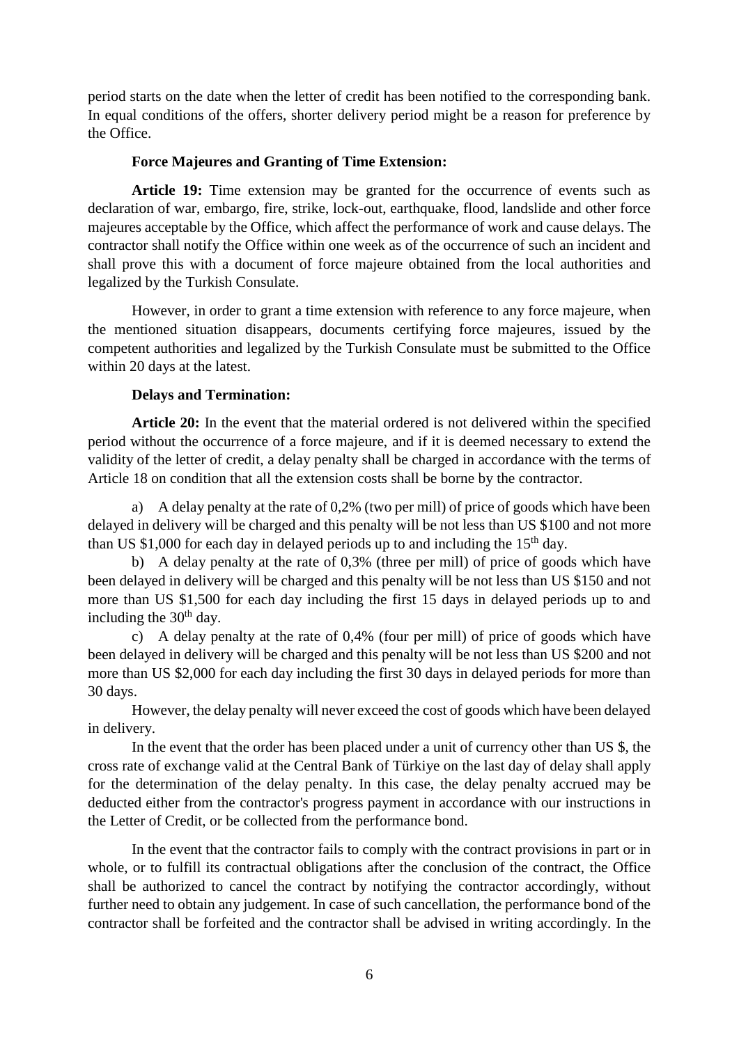period starts on the date when the letter of credit has been notified to the corresponding bank. In equal conditions of the offers, shorter delivery period might be a reason for preference by the Office.

**Force Majeures and Granting of Time Extension:**

**Article 19:** Time extension may be granted for the occurrence of events such as declaration of war, embargo, fire, strike, lock-out, earthquake, flood, landslide and other force majeures acceptable by the Office, which affect the performance of work and cause delays. The contractor shall notify the Office within one week as of the occurrence of such an incident and shall prove this with a document of force majeure obtained from the local authorities and legalized by the Turkish Consulate.

However, in order to grant a time extension with reference to any force majeure, when the mentioned situation disappears, documents certifying force majeures, issued by the competent authorities and legalized by the Turkish Consulate must be submitted to the Office within 20 days at the latest.

**Delays and Termination:**

**Article 20:** In the event that the material ordered is not delivered within the specified period without the occurrence of a force majeure, and if it is deemed necessary to extend the validity of the letter of credit, a delay penalty shall be charged in accordance with the terms of Article 18 on condition that all the extension costs shall be borne by the contractor.

a) A delay penalty at the rate of 0,2% (two per mill) of price of goods which have been delayed in delivery will be charged and this penalty will be not less than US $100 and not more than US $1,000 for each day in delayed periods up to and including the 15th day.

b) A delay penalty at the rate of 0,3% (three per mill) of price of goods which have been delayed in delivery will be charged and this penalty will be not less than US $150 and not more than US $1,500 for each day including the first 15 days in delayed periods up to and including the 30th day.

c) A delay penalty at the rate of 0,4% (four per mill) of price of goods which have been delayed in delivery will be charged and this penalty will be not less than US $200 and not more than US $2,000 for each day including the first 30 days in delayed periods for more than 30 days.

However, the delay penalty will never exceed the cost of goods which have been delayed in delivery.

In the event that the order has been placed under a unit of currency other than US $, the cross rate of exchange valid at the Central Bank of Türkiye on the last day of delay shall apply for the determination of the delay penalty. In this case, the delay penalty accrued may be deducted either from the contractor's progress payment in accordance with our instructions in the Letter of Credit, or be collected from the performance bond.

In the event that the contractor fails to comply with the contract provisions in part or in whole, or to fulfill its contractual obligations after the conclusion of the contract, the Office shall be authorized to cancel the contract by notifying the contractor accordingly, without further need to obtain any judgement. In case of such cancellation, the performance bond of the contractor shall be forfeited and the contractor shall be advised in writing accordingly. In the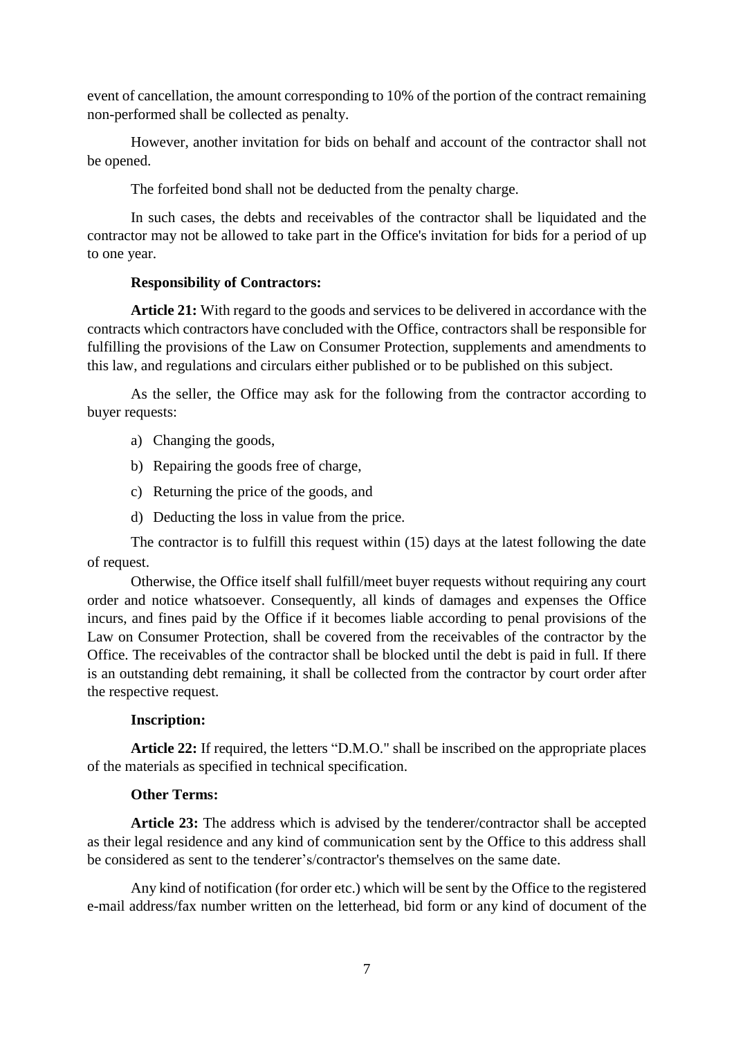event of cancellation, the amount corresponding to 10% of the portion of the contract remaining non-performed shall be collected as penalty.

However, another invitation for bids on behalf and account of the contractor shall not be opened.

The forfeited bond shall not be deducted from the penalty charge.

In such cases, the debts and receivables of the contractor shall be liquidated and the contractor may not be allowed to take part in the Office's invitation for bids for a period of up to one year.

**Responsibility of Contractors:**

**Article 21:** With regard to the goods and services to be delivered in accordance with the contracts which contractors have concluded with the Office, contractors shall be responsible for fulfilling the provisions of the Law on Consumer Protection, supplements and amendments to this law, and regulations and circulars either published or to be published on this subject.

As the seller, the Office may ask for the following from the contractor according to buyer requests:

a) Changing the goods,

b) Repairing the goods free of charge,

c) Returning the price of the goods, and

d) Deducting the loss in value from the price.

The contractor is to fulfill this request within (15) days at the latest following the date of request.

Otherwise, the Office itself shall fulfill/meet buyer requests without requiring any court order and notice whatsoever. Consequently, all kinds of damages and expenses the Office incurs, and fines paid by the Office if it becomes liable according to penal provisions of the Law on Consumer Protection, shall be covered from the receivables of the contractor by the Office. The receivables of the contractor shall be blocked until the debt is paid in full. If there is an outstanding debt remaining, it shall be collected from the contractor by court order after the respective request.

**Inscription:**

**Article 22:** If required, the letters "D.M.O." shall be inscribed on the appropriate places of the materials as specified in technical specification.

**Other Terms:**

**Article 23:** The address which is advised by the tenderer/contractor shall be accepted as their legal residence and any kind of communication sent by the Office to this address shall be considered as sent to the tenderer's/contractor's themselves on the same date.

Any kind of notification (for order etc.) which will be sent by the Office to the registered e-mail address/fax number written on the letterhead, bid form or any kind of document of the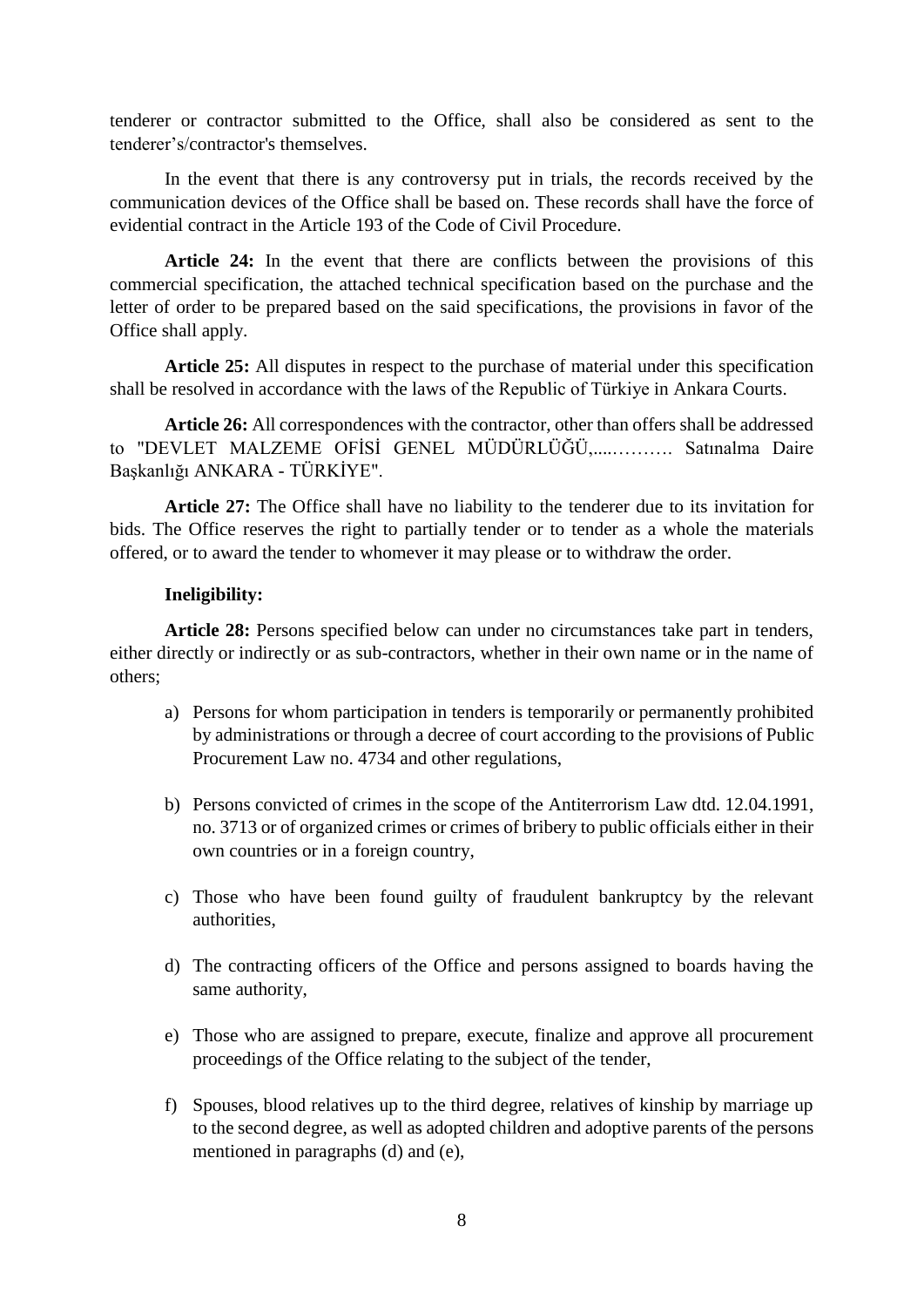tenderer or contractor submitted to the Office, shall also be considered as sent to the tenderer's/contractor's themselves.

In the event that there is any controversy put in trials, the records received by the communication devices of the Office shall be based on. These records shall have the force of evidential contract in the Article 193 of the Code of Civil Procedure.

**Article 24:** In the event that there are conflicts between the provisions of this commercial specification, the attached technical specification based on the purchase and the letter of order to be prepared based on the said specifications, the provisions in favor of the Office shall apply.

**Article 25:** All disputes in respect to the purchase of material under this specification shall be resolved in accordance with the laws of the Republic of Türkiye in Ankara Courts.

**Article 26:** All correspondences with the contractor, other than offers shall be addressed to "DEVLET MALZEME OFİSİ GENEL MÜDÜRLÜĞÜ,.....………. Satınalma Daire Başkanlığı ANKARA - TÜRKİYE".

**Article 27:** The Office shall have no liability to the tenderer due to its invitation for bids. The Office reserves the right to partially tender or to tender as a whole the materials offered, or to award the tender to whomever it may please or to withdraw the order.

**Ineligibility:**

**Article 28:** Persons specified below can under no circumstances take part in tenders, either directly or indirectly or as sub-contractors, whether in their own name or in the name of others;

a) Persons for whom participation in tenders is temporarily or permanently prohibited by administrations or through a decree of court according to the provisions of Public Procurement Law no. 4734 and other regulations,

b) Persons convicted of crimes in the scope of the Antiterrorism Law dtd. 12.04.1991, no. 3713 or of organized crimes or crimes of bribery to public officials either in their own countries or in a foreign country,

c) Those who have been found guilty of fraudulent bankruptcy by the relevant authorities,

d) The contracting officers of the Office and persons assigned to boards having the same authority,

e) Those who are assigned to prepare, execute, finalize and approve all procurement proceedings of the Office relating to the subject of the tender,

f) Spouses, blood relatives up to the third degree, relatives of kinship by marriage up to the second degree, as well as adopted children and adoptive parents of the persons mentioned in paragraphs (d) and (e),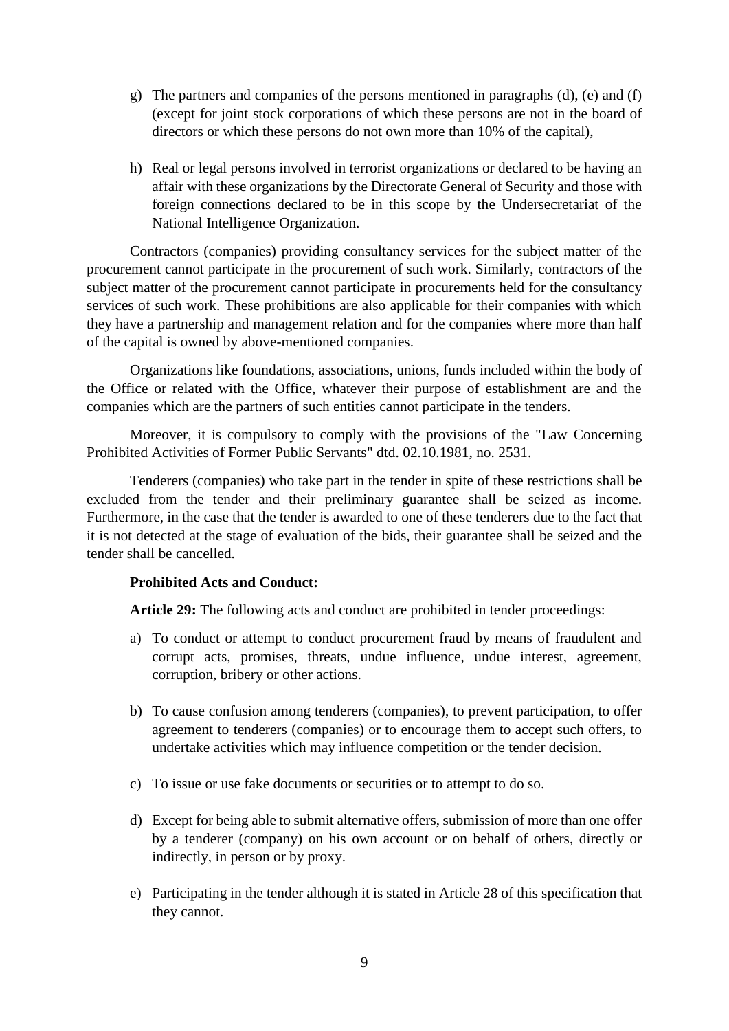g) The partners and companies of the persons mentioned in paragraphs (d), (e) and (f) (except for joint stock corporations of which these persons are not in the board of directors or which these persons do not own more than 10% of the capital),

h) Real or legal persons involved in terrorist organizations or declared to be having an affair with these organizations by the Directorate General of Security and those with foreign connections declared to be in this scope by the Undersecretariat of the National Intelligence Organization.

Contractors (companies) providing consultancy services for the subject matter of the procurement cannot participate in the procurement of such work. Similarly, contractors of the subject matter of the procurement cannot participate in procurements held for the consultancy services of such work. These prohibitions are also applicable for their companies with which they have a partnership and management relation and for the companies where more than half of the capital is owned by above-mentioned companies.

Organizations like foundations, associations, unions, funds included within the body of the Office or related with the Office, whatever their purpose of establishment are and the companies which are the partners of such entities cannot participate in the tenders.

Moreover, it is compulsory to comply with the provisions of the "Law Concerning Prohibited Activities of Former Public Servants" dtd. 02.10.1981, no. 2531.

Tenderers (companies) who take part in the tender in spite of these restrictions shall be excluded from the tender and their preliminary guarantee shall be seized as income. Furthermore, in the case that the tender is awarded to one of these tenderers due to the fact that it is not detected at the stage of evaluation of the bids, their guarantee shall be seized and the tender shall be cancelled.

**Prohibited Acts and Conduct:**

**Article 29:** The following acts and conduct are prohibited in tender proceedings:

a) To conduct or attempt to conduct procurement fraud by means of fraudulent and corrupt acts, promises, threats, undue influence, undue interest, agreement, corruption, bribery or other actions.

b) To cause confusion among tenderers (companies), to prevent participation, to offer agreement to tenderers (companies) or to encourage them to accept such offers, to undertake activities which may influence competition or the tender decision.

c) To issue or use fake documents or securities or to attempt to do so.

d) Except for being able to submit alternative offers, submission of more than one offer by a tenderer (company) on his own account or on behalf of others, directly or indirectly, in person or by proxy.

e) Participating in the tender although it is stated in Article 28 of this specification that they cannot.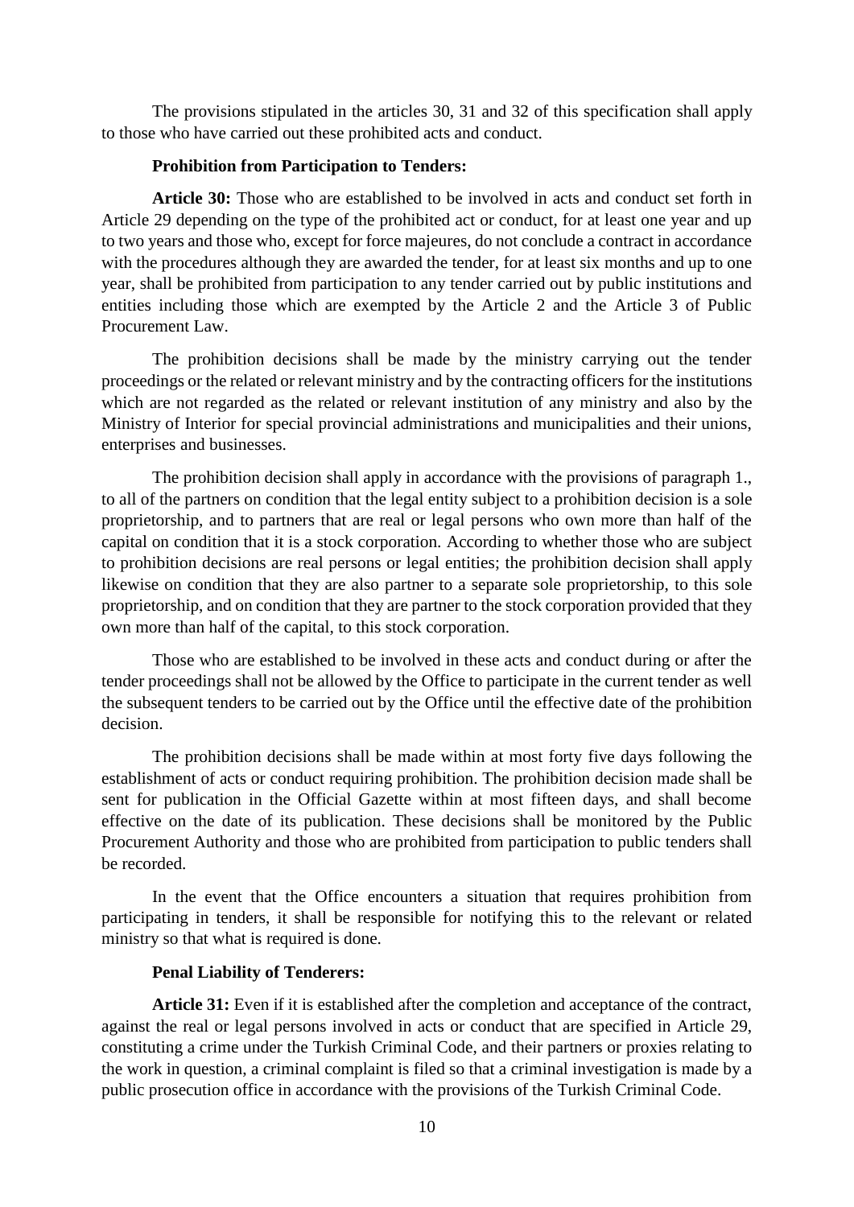The provisions stipulated in the articles 30, 31 and 32 of this specification shall apply to those who have carried out these prohibited acts and conduct.

**Prohibition from Participation to Tenders:**

**Article 30:** Those who are established to be involved in acts and conduct set forth in Article 29 depending on the type of the prohibited act or conduct, for at least one year and up to two years and those who, except for force majeures, do not conclude a contract in accordance with the procedures although they are awarded the tender, for at least six months and up to one year, shall be prohibited from participation to any tender carried out by public institutions and entities including those which are exempted by the Article 2 and the Article 3 of Public Procurement Law.

The prohibition decisions shall be made by the ministry carrying out the tender proceedings or the related or relevant ministry and by the contracting officers for the institutions which are not regarded as the related or relevant institution of any ministry and also by the Ministry of Interior for special provincial administrations and municipalities and their unions, enterprises and businesses.

The prohibition decision shall apply in accordance with the provisions of paragraph 1., to all of the partners on condition that the legal entity subject to a prohibition decision is a sole proprietorship, and to partners that are real or legal persons who own more than half of the capital on condition that it is a stock corporation. According to whether those who are subject to prohibition decisions are real persons or legal entities; the prohibition decision shall apply likewise on condition that they are also partner to a separate sole proprietorship, to this sole proprietorship, and on condition that they are partner to the stock corporation provided that they own more than half of the capital, to this stock corporation.

Those who are established to be involved in these acts and conduct during or after the tender proceedings shall not be allowed by the Office to participate in the current tender as well the subsequent tenders to be carried out by the Office until the effective date of the prohibition decision.

The prohibition decisions shall be made within at most forty five days following the establishment of acts or conduct requiring prohibition. The prohibition decision made shall be sent for publication in the Official Gazette within at most fifteen days, and shall become effective on the date of its publication. These decisions shall be monitored by the Public Procurement Authority and those who are prohibited from participation to public tenders shall be recorded.

In the event that the Office encounters a situation that requires prohibition from participating in tenders, it shall be responsible for notifying this to the relevant or related ministry so that what is required is done.

**Penal Liability of Tenderers:**

**Article 31:** Even if it is established after the completion and acceptance of the contract, against the real or legal persons involved in acts or conduct that are specified in Article 29, constituting a crime under the Turkish Criminal Code, and their partners or proxies relating to the work in question, a criminal complaint is filed so that a criminal investigation is made by a public prosecution office in accordance with the provisions of the Turkish Criminal Code.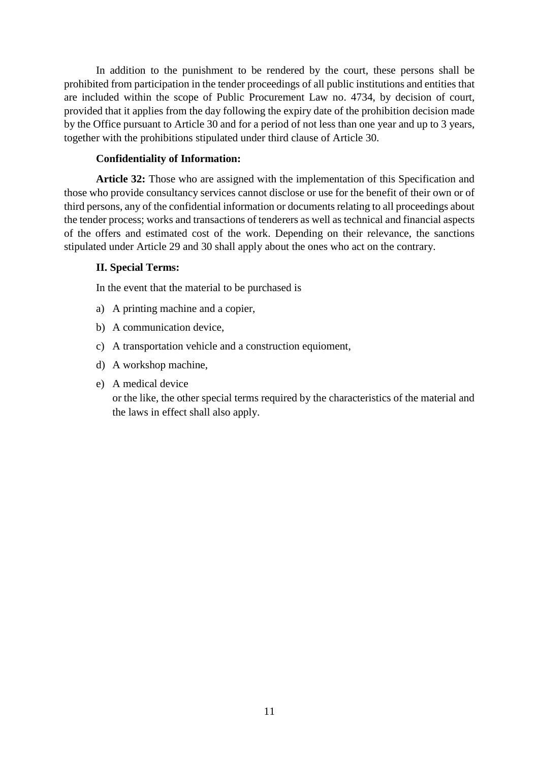In addition to the punishment to be rendered by the court, these persons shall be prohibited from participation in the tender proceedings of all public institutions and entities that are included within the scope of Public Procurement Law no. 4734, by decision of court, provided that it applies from the day following the expiry date of the prohibition decision made by the Office pursuant to Article 30 and for a period of not less than one year and up to 3 years, together with the prohibitions stipulated under third clause of Article 30.

**Confidentiality of Information:**

**Article 32:** Those who are assigned with the implementation of this Specification and those who provide consultancy services cannot disclose or use for the benefit of their own or of third persons, any of the confidential information or documents relating to all proceedings about the tender process; works and transactions of tenderers as well as technical and financial aspects of the offers and estimated cost of the work. Depending on their relevance, the sanctions stipulated under Article 29 and 30 shall apply about the ones who act on the contrary.

**II. Special Terms:**

In the event that the material to be purchased is

a) A printing machine and a copier,

b) A communication device,

c) A transportation vehicle and a construction equioment,

d) A workshop machine,

e) A medical device
or the like, the other special terms required by the characteristics of the material and the laws in effect shall also apply.